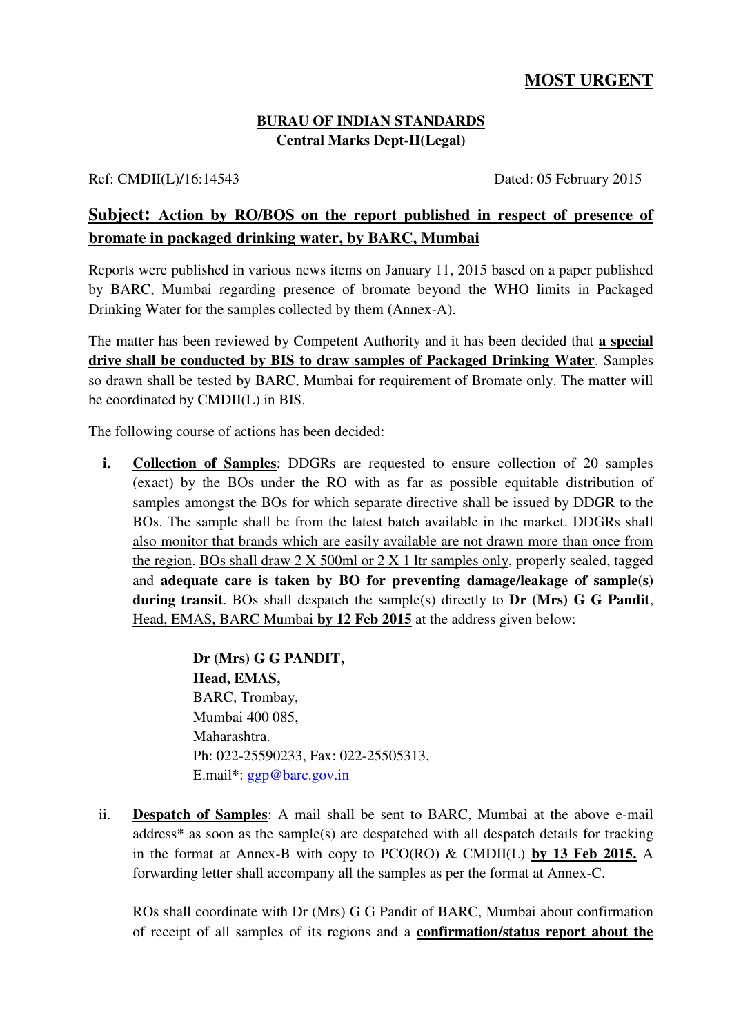**MOST URGENT**

**BURAU OF INDIAN STANDARDS**
**Central Marks Dept-II(Legal)**

Ref: CMDII(L)/16:14543 Dated: 05 February 2015

## Subject: Action by RO/BOS on the report published in respect of presence of bromate in packaged drinking water, by BARC, Mumbai

Reports were published in various news items on January 11, 2015 based on a paper published by BARC, Mumbai regarding presence of bromate beyond the WHO limits in Packaged Drinking Water for the samples collected by them (Annex-A).

The matter has been reviewed by Competent Authority and it has been decided that **a special drive shall be conducted by BIS to draw samples of Packaged Drinking Water**. Samples so drawn shall be tested by BARC, Mumbai for requirement of Bromate only. The matter will be coordinated by CMDII(L) in BIS.

The following course of actions has been decided:

**i.** **Collection of Samples**: DDGRs are requested to ensure collection of 20 samples (exact) by the BOs under the RO with as far as possible equitable distribution of samples amongst the BOs for which separate directive shall be issued by DDGR to the BOs. The sample shall be from the latest batch available in the market. DDGRs shall also monitor that brands which are easily available are not drawn more than once from the region. BOs shall draw 2 X 500ml or 2 X 1 ltr samples only, properly sealed, tagged and **adequate care is taken by BO for preventing damage/leakage of sample(s) during transit**. BOs shall despatch the sample(s) directly to **Dr (Mrs) G G Pandit**, Head, EMAS, BARC Mumbai **by 12 Feb 2015** at the address given below:

> **Dr (Mrs) G G PANDIT,**
> **Head, EMAS,**
> BARC, Trombay,
> Mumbai 400 085,
> Maharashtra.
> Ph: 022-25590233, Fax: 022-25505313,
> E.mail*: ggp@barc.gov.in

ii. **Despatch of Samples**: A mail shall be sent to BARC, Mumbai at the above e-mail address* as soon as the sample(s) are despatched with all despatch details for tracking in the format at Annex-B with copy to PCO(RO) & CMDII(L) **by 13 Feb 2015.** A forwarding letter shall accompany all the samples as per the format at Annex-C.

ROs shall coordinate with Dr (Mrs) G G Pandit of BARC, Mumbai about confirmation of receipt of all samples of its regions and a **confirmation/status report about the**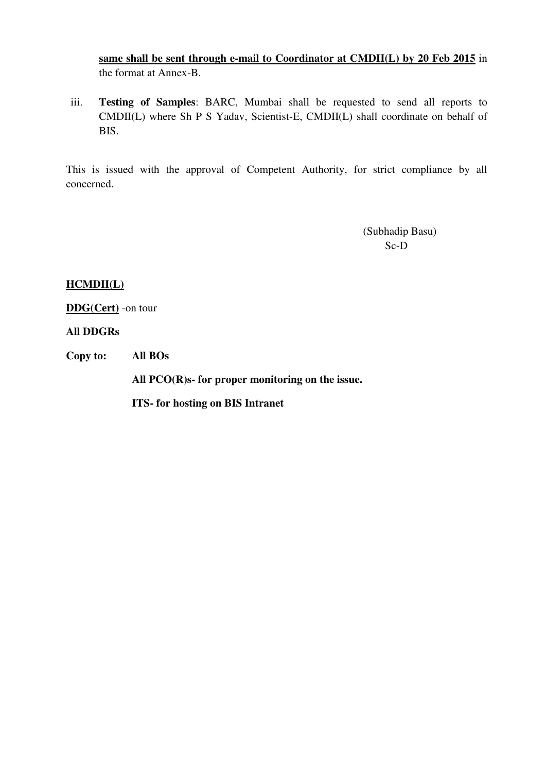**same shall be sent through e-mail to Coordinator at CMDII(L) by 20 Feb 2015** in the format at Annex-B.

iii. **Testing of Samples**: BARC, Mumbai shall be requested to send all reports to CMDII(L) where Sh P S Yadav, Scientist-E, CMDII(L) shall coordinate on behalf of BIS.

This is issued with the approval of Competent Authority, for strict compliance by all concerned.

(Subhadip Basu)
Sc-D

**HCMDII(L)**

**DDG(Cert)** -on tour

**All DDGRs**

**Copy to:** **All BOs**

**All PCO(R)s- for proper monitoring on the issue.**

**ITS- for hosting on BIS Intranet**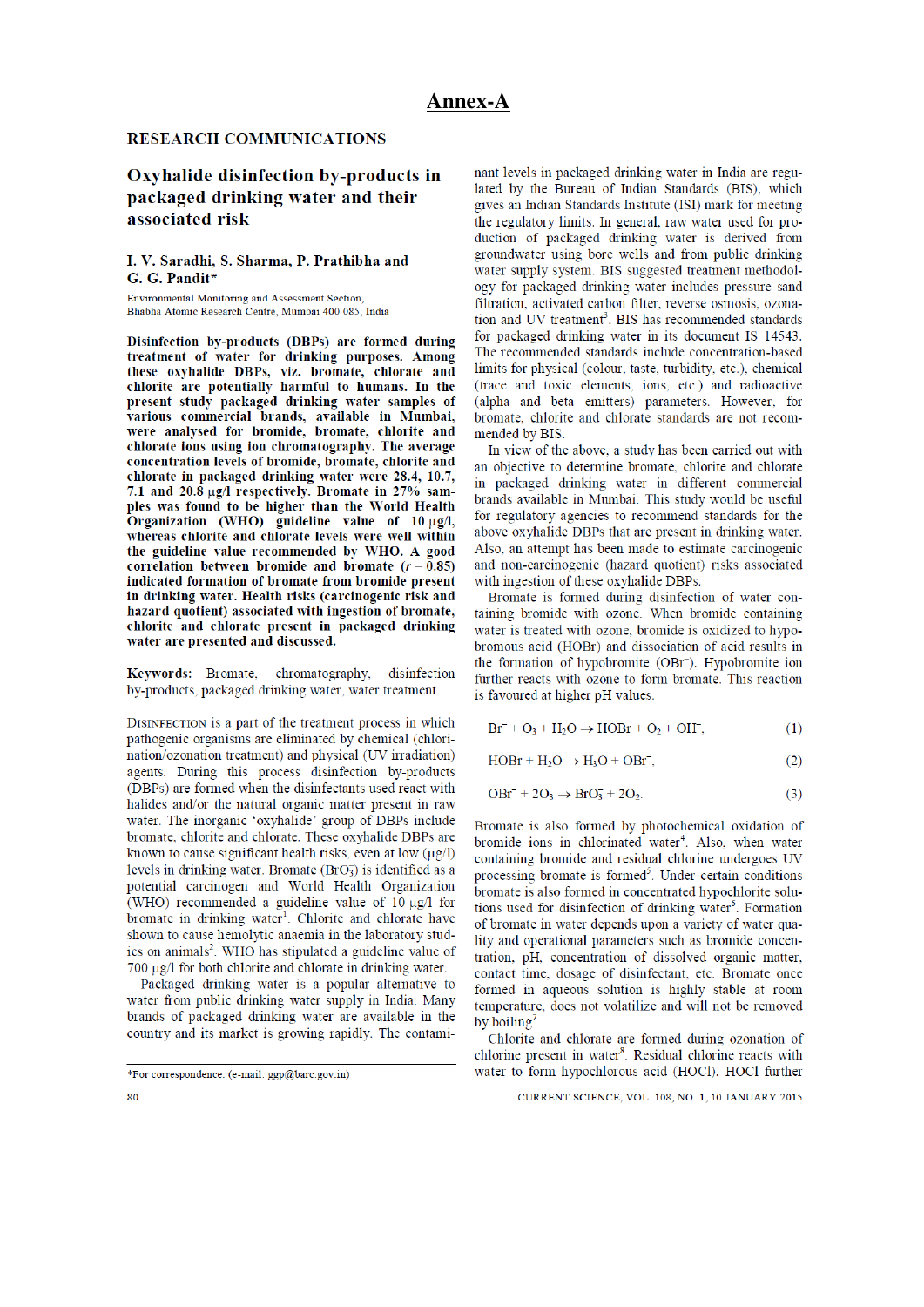# Annex-A

RESEARCH COMMUNICATIONS

## Oxyhalide disinfection by-products in packaged drinking water and their associated risk

**I. V. Saradhi, S. Sharma, P. Prathibha and G. G. Pandit***

Environmental Monitoring and Assessment Section, Bhabha Atomic Research Centre, Mumbai 400 085, India

**Disinfection by-products (DBPs) are formed during treatment of water for drinking purposes. Among these oxyhalide DBPs, viz. bromate, chlorate and chlorite are potentially harmful to humans. In the present study packaged drinking water samples of various commercial brands, available in Mumbai, were analysed for bromide, bromate, chlorite and chlorate ions using ion chromatography. The average concentration levels of bromide, bromate, chlorite and chlorate in packaged drinking water were 28.4, 10.7, 7.1 and 20.8 μg/l respectively. Bromate in 27% samples was found to be higher than the World Health Organization (WHO) guideline value of 10 μg/l, whereas chlorite and chlorate levels were well within the guideline value recommended by WHO. A good correlation between bromide and bromate ($r = 0.85$) indicated formation of bromate from bromide present in drinking water. Health risks (carcinogenic risk and hazard quotient) associated with ingestion of bromate, chlorite and chlorate present in packaged drinking water are presented and discussed.**

**Keywords:** Bromate, chromatography, disinfection by-products, packaged drinking water, water treatment

DISINFECTION is a part of the treatment process in which pathogenic organisms are eliminated by chemical (chlorination/ozonation treatment) and physical (UV irradiation) agents. During this process disinfection by-products (DBPs) are formed when the disinfectants used react with halides and/or the natural organic matter present in raw water. The inorganic 'oxyhalide' group of DBPs include bromate, chlorite and chlorate. These oxyhalide DBPs are known to cause significant health risks, even at low (μg/l) levels in drinking water. Bromate ($BrO_3^-$) is identified as a potential carcinogen and World Health Organization (WHO) recommended a guideline value of 10 μg/l for bromate in drinking water[1]. Chlorite and chlorate have shown to cause hemolytic anaemia in the laboratory studies on animals[2]. WHO has stipulated a guideline value of 700 μg/l for both chlorite and chlorate in drinking water.

Packaged drinking water is a popular alternative to water from public drinking water supply in India. Many brands of packaged drinking water are available in the country and its market is growing rapidly. The contaminant levels in packaged drinking water in India are regulated by the Bureau of Indian Standards (BIS), which gives an Indian Standards Institute (ISI) mark for meeting the regulatory limits. In general, raw water used for production of packaged drinking water is derived from groundwater using bore wells and from public drinking water supply system. BIS suggested treatment methodology for packaged drinking water includes pressure sand filtration, activated carbon filter, reverse osmosis, ozonation and UV treatment[3]. BIS has recommended standards for packaged drinking water in its document IS 14543. The recommended standards include concentration-based limits for physical (colour, taste, turbidity, etc.), chemical (trace and toxic elements, ions, etc.) and radioactive (alpha and beta emitters) parameters. However, for bromate, chlorite and chlorate standards are not recommended by BIS.

In view of the above, a study has been carried out with an objective to determine bromate, chlorite and chlorate in packaged drinking water in different commercial brands available in Mumbai. This study would be useful for regulatory agencies to recommend standards for the above oxyhalide DBPs that are present in drinking water. Also, an attempt has been made to estimate carcinogenic and non-carcinogenic (hazard quotient) risks associated with ingestion of these oxyhalide DBPs.

Bromate is formed during disinfection of water containing bromide with ozone. When bromide containing water is treated with ozone, bromide is oxidized to hypobromous acid (HOBr) and dissociation of acid results in the formation of hypobromite ($OBr^-$). Hypobromite ion further reacts with ozone to form bromate. This reaction is favoured at higher pH values.

$$Br^- + O_3 + H_2O \rightarrow HOBr + O_2 + OH^-, \quad (1)$$

$$HOBr + H_2O \rightarrow H_3O + OBr^-, \quad (2)$$

$$OBr^- + 2O_3 \rightarrow BrO_3^- + 2O_2. \quad (3)$$

Bromate is also formed by photochemical oxidation of bromide ions in chlorinated water[4]. Also, when water containing bromide and residual chlorine undergoes UV processing bromate is formed[5]. Under certain conditions bromate is also formed in concentrated hypochlorite solutions used for disinfection of drinking water[6]. Formation of bromate in water depends upon a variety of water quality and operational parameters such as bromide concentration, pH, concentration of dissolved organic matter, contact time, dosage of disinfectant, etc. Bromate once formed in aqueous solution is highly stable at room temperature, does not volatilize and will not be removed by boiling[7].

Chlorite and chlorate are formed during ozonation of chlorine present in water[8]. Residual chlorine reacts with water to form hypochlorous acid (HOCl). HOCl further

*For correspondence. (e-mail: ggp@barc.gov.in)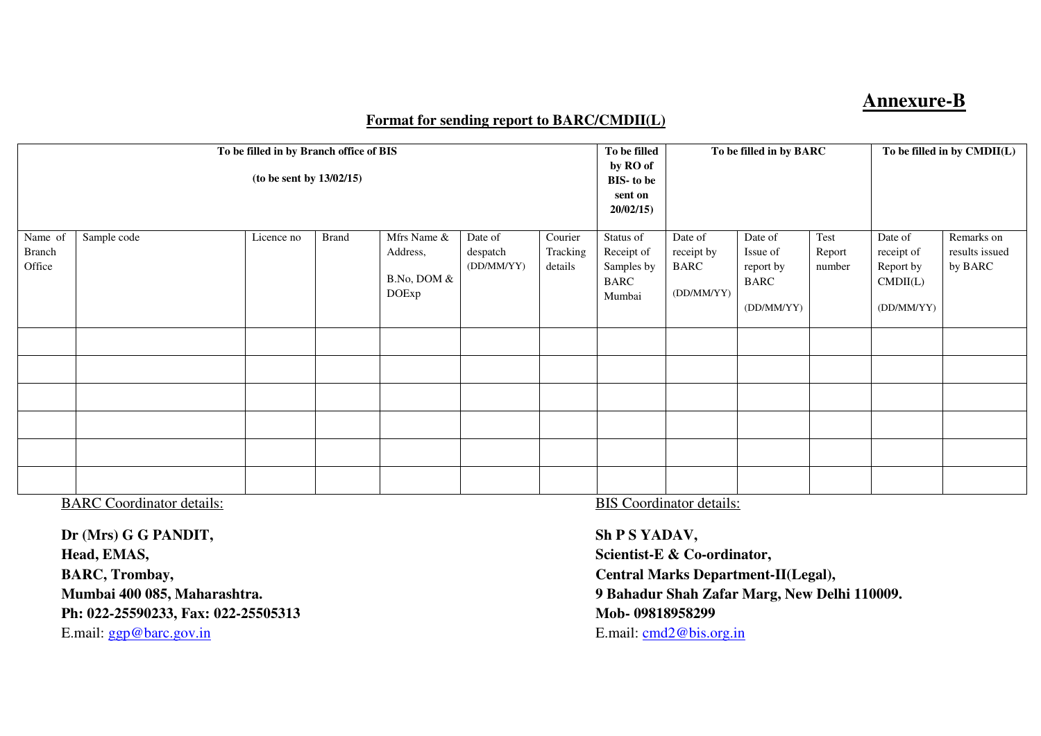## Annexure-B

**Format for sending report to BARC/CMDII(L)**

| **To be filled in by Branch office of BIS (to be sent by 13/02/15)** | | | | | | | **To be filled by RO of BIS- to be sent on 20/02/15)** | **To be filled in by BARC** | | | **To be filled in by CMDII(L)** | |
|---|---|---|---|---|---|---|---|---|---|---|---|---|
| Name of Branch Office | Sample code | Licence no | Brand | Mfrs Name & Address, B.No, DOM & DOExp | Date of despatch (DD/MM/YY) | Courier Tracking details | Status of Receipt of Samples by BARC Mumbai | Date of receipt by BARC (DD/MM/YY) | Date of Issue of report by BARC (DD/MM/YY) | Test Report number | Date of receipt of Report by CMDII(L) (DD/MM/YY) | Remarks on results issued by BARC |
| | | | | | | | | | | | | |
| | | | | | | | | | | | | |
| | | | | | | | | | | | | |
| | | | | | | | | | | | | |
| | | | | | | | | | | | | |
| | | | | | | | | | | | | |

BARC Coordinator details:

**Dr (Mrs) G G PANDIT,**
**Head, EMAS,**
**BARC, Trombay,**
**Mumbai 400 085, Maharashtra.**
**Ph: 022-25590233, Fax: 022-25505313**
E.mail: ggp@barc.gov.in

BIS Coordinator details:

**Sh P S YADAV,**
**Scientist-E & Co-ordinator,**
**Central Marks Department-II(Legal),**
**9 Bahadur Shah Zafar Marg, New Delhi 110009.**
**Mob- 09818958299**
E.mail: cmd2@bis.org.in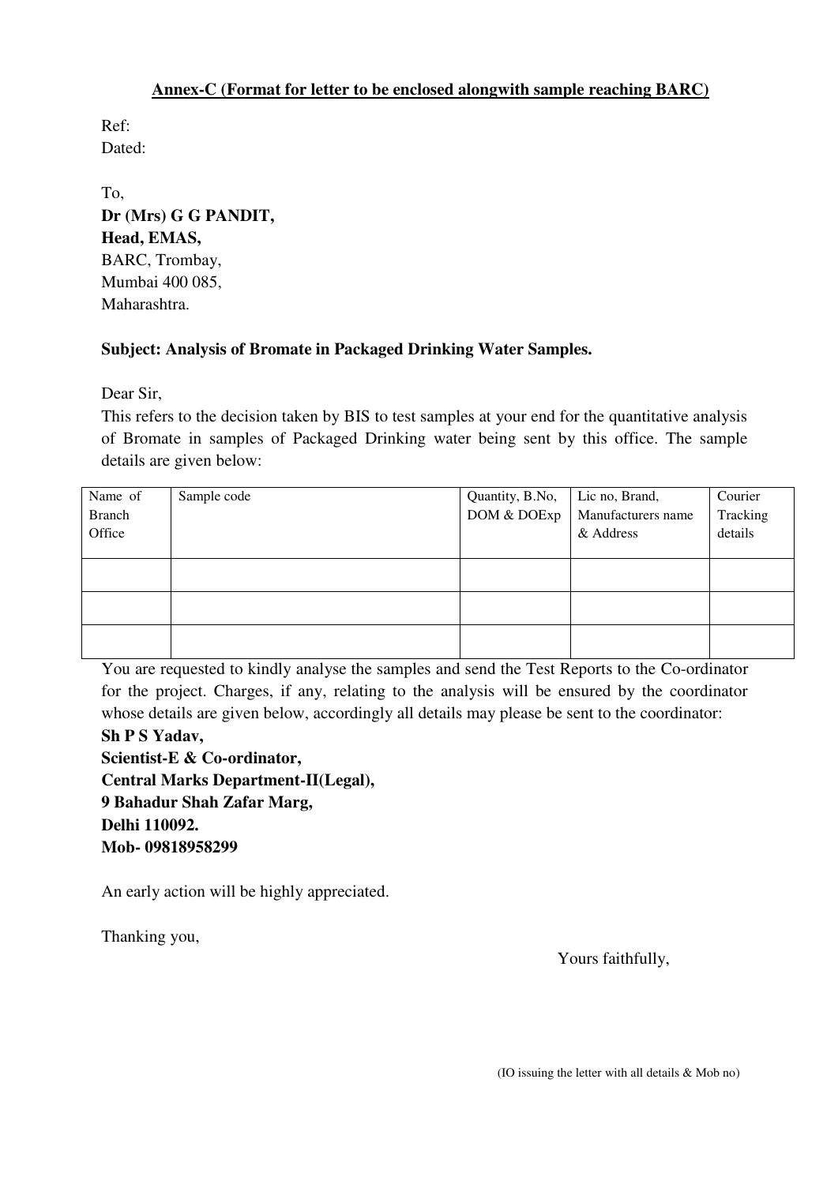## Annex-C (Format for letter to be enclosed alongwith sample reaching BARC)

Ref:
Dated:

To,
**Dr (Mrs) G G PANDIT,**
**Head, EMAS,**
BARC, Trombay,
Mumbai 400 085,
Maharashtra.

**Subject: Analysis of Bromate in Packaged Drinking Water Samples.**

Dear Sir,
This refers to the decision taken by BIS to test samples at your end for the quantitative analysis of Bromate in samples of Packaged Drinking water being sent by this office. The sample details are given below:

| Name of Branch Office | Sample code | Quantity, B.No, DOM & DOExp | Lic no, Brand, Manufacturers name & Address | Courier Tracking details |
|---|---|---|---|---|
| | | | | |
| | | | | |
| | | | | |

You are requested to kindly analyse the samples and send the Test Reports to the Co-ordinator for the project. Charges, if any, relating to the analysis will be ensured by the coordinator whose details are given below, accordingly all details may please be sent to the coordinator:

**Sh P S Yadav,**
**Scientist-E & Co-ordinator,**
**Central Marks Department-II(Legal),**
**9 Bahadur Shah Zafar Marg,**
**Delhi 110092.**
**Mob- 09818958299**

An early action will be highly appreciated.

Thanking you,

Yours faithfully,

(IO issuing the letter with all details & Mob no)